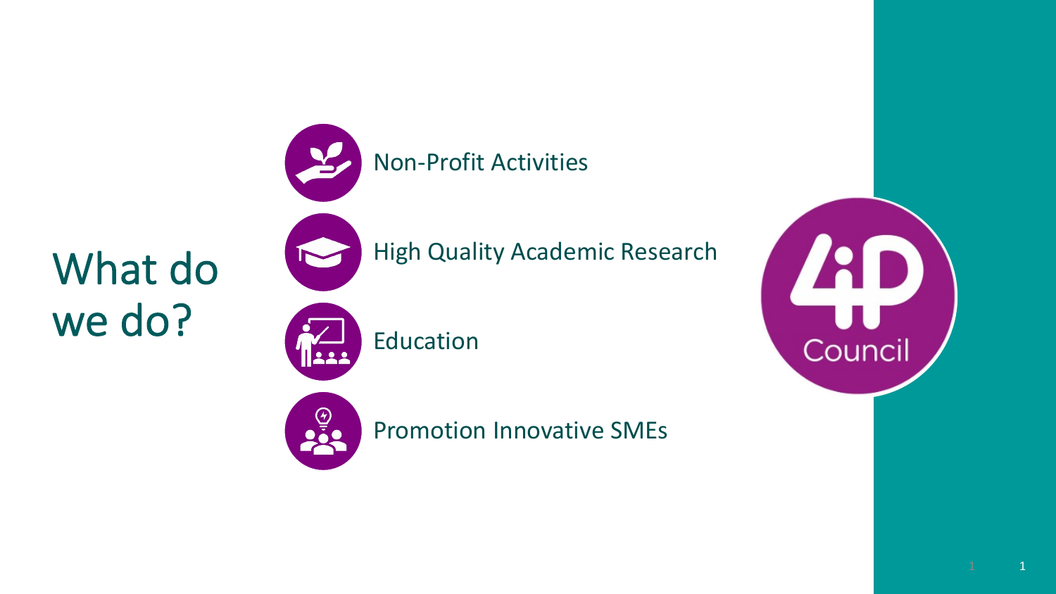# What do we do?

- Non-Profit Activities
- High Quality Academic Research
- Education
- Promotion Innovative SMEs

4iP Council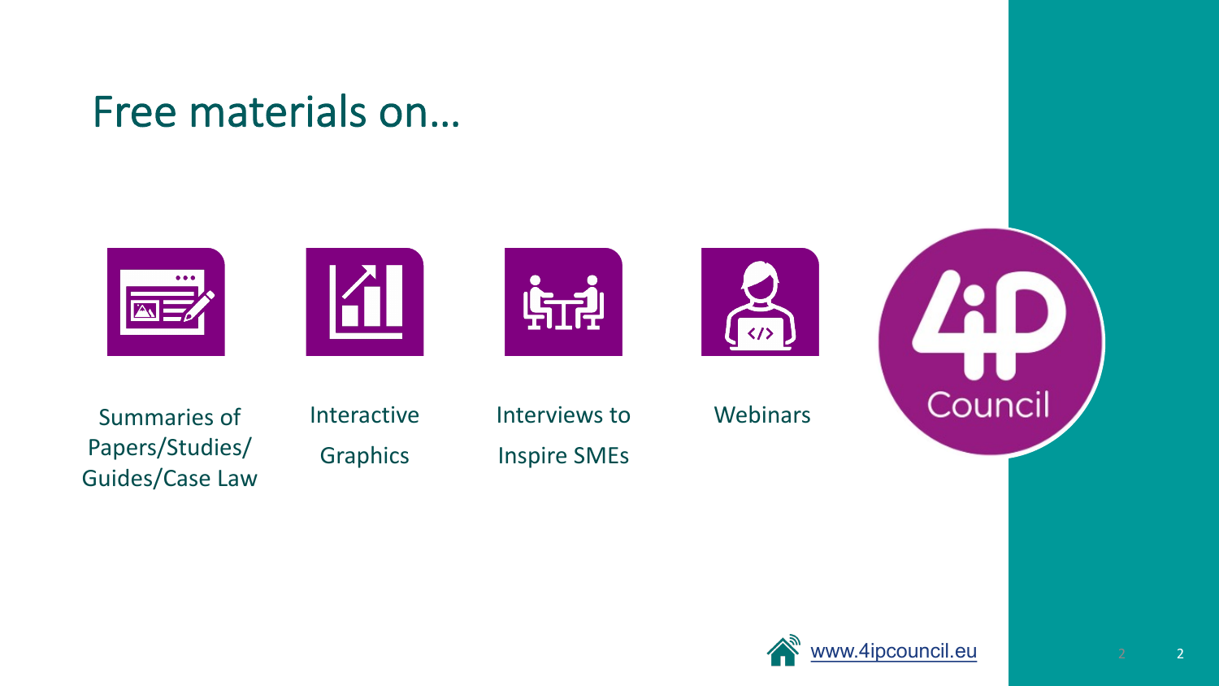# Free materials on…

- Summaries of Papers/Studies/ Guides/Case Law
- Interactive Graphics
- Interviews to Inspire SMEs
- Webinars

4iP Council

www.4ipcouncil.eu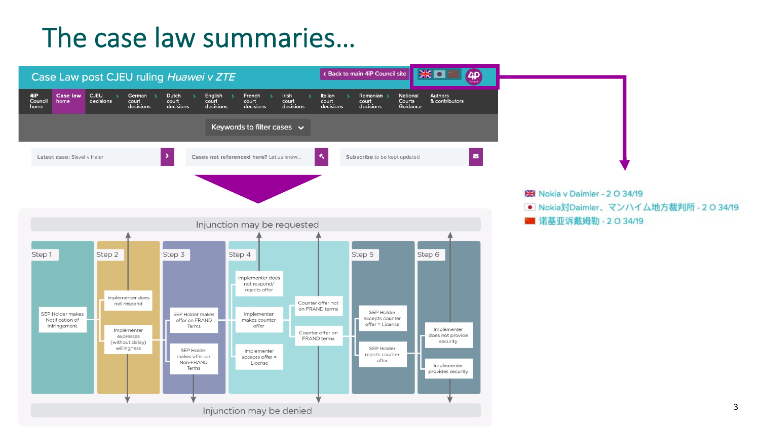# The case law summaries...

## Case Law post CJEU ruling *Huawei v ZTE*

‹ Back to main 4iP Council site

4iP Council home | Case law home | CJEU decisions › | German court decisions › | Dutch court decisions › | English court decisions › | French court decisions › | Irish court decisions › | Italian court decisions › | Romanian court decisions › | National Courts Guidance | Authors & contributors

Keywords to filter cases ⌄

Latest case: Sisvel v Haier

Cases not referenced here? Let us know...

Subscribe to be kept updated

Injunction may be requested

Step 1

- SEP Holder makes Notification of Infringement

Step 2

- Implementer does not respond
- Implementer expresses (without delay) willingness

Step 3

- SEP Holder makes offer on FRAND Terms
- SEP Holder makes offer on Non-FRAND Terms

Step 4

- Implementer does not respond/ rejects offer
- Implementer makes counter offer
- Implementer accepts offer = License
- Counter offer not on FRAND terms
- Counter offer on FRAND terms

Step 5

- SEP Holder accepts counter offer = License
- SEP Holder rejects counter offer

Step 6

- Implementer does not provide security
- Implementer provides security

Injunction may be denied

- Nokia v Daimler - 2 O 34/19
- Nokia対Daimler、マンハイム地方裁判所 - 2 O 34/19
- 诺基亚诉戴姆勒 - 2 O 34/19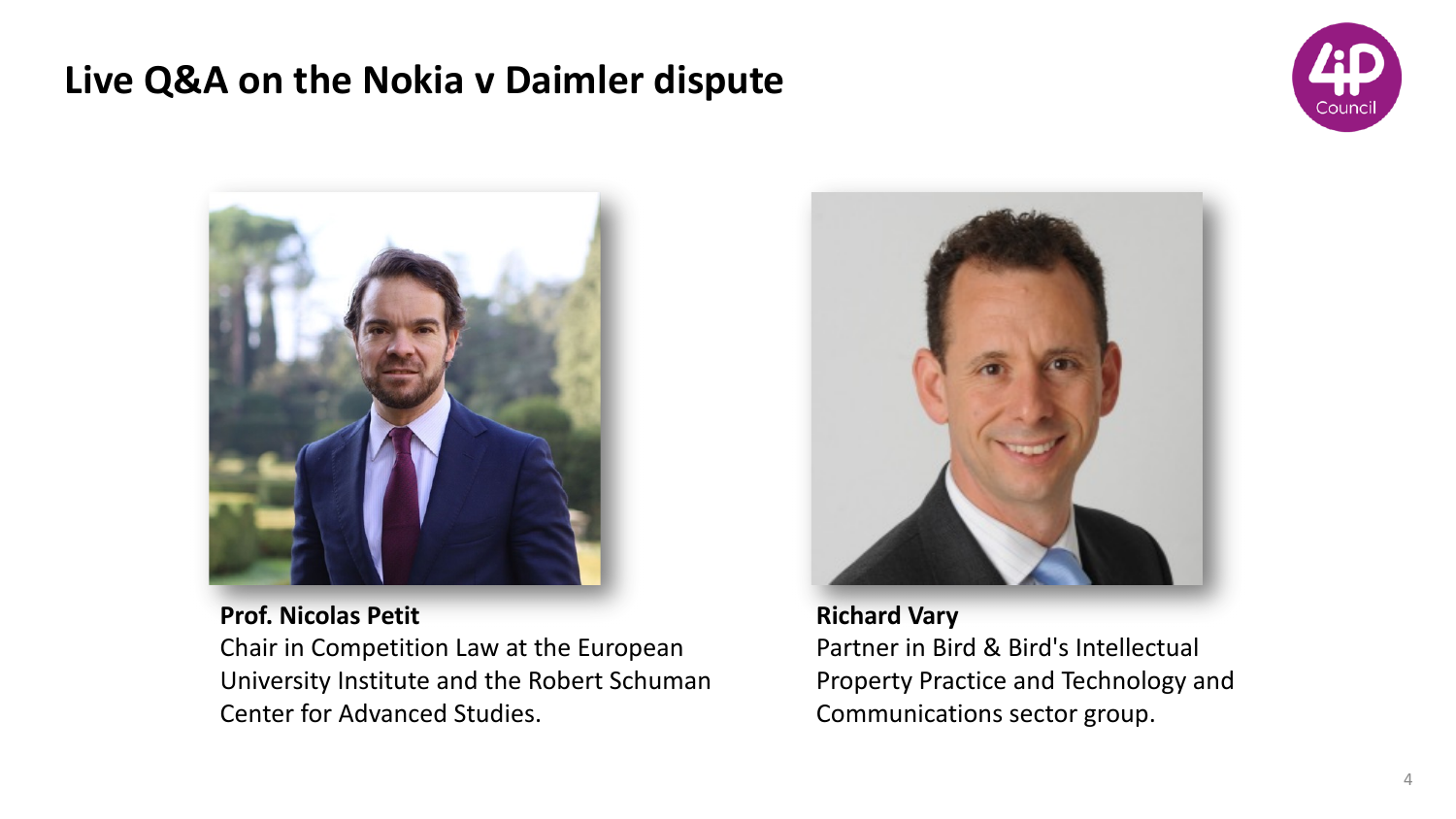# Live Q&A on the Nokia v Daimler dispute

**Prof. Nicolas Petit**
Chair in Competition Law at the European University Institute and the Robert Schuman Center for Advanced Studies.

**Richard Vary**
Partner in Bird & Bird's Intellectual Property Practice and Technology and Communications sector group.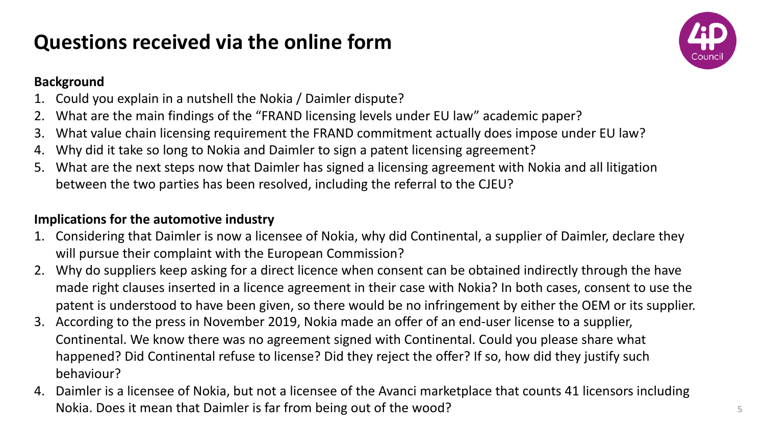# Questions received via the online form

**Background**

1. Could you explain in a nutshell the Nokia / Daimler dispute?
2. What are the main findings of the "FRAND licensing levels under EU law" academic paper?
3. What value chain licensing requirement the FRAND commitment actually does impose under EU law?
4. Why did it take so long to Nokia and Daimler to sign a patent licensing agreement?
5. What are the next steps now that Daimler has signed a licensing agreement with Nokia and all litigation between the two parties has been resolved, including the referral to the CJEU?

**Implications for the automotive industry**

1. Considering that Daimler is now a licensee of Nokia, why did Continental, a supplier of Daimler, declare they will pursue their complaint with the European Commission?
2. Why do suppliers keep asking for a direct licence when consent can be obtained indirectly through the have made right clauses inserted in a licence agreement in their case with Nokia? In both cases, consent to use the patent is understood to have been given, so there would be no infringement by either the OEM or its supplier.
3. According to the press in November 2019, Nokia made an offer of an end-user license to a supplier, Continental. We know there was no agreement signed with Continental. Could you please share what happened? Did Continental refuse to license? Did they reject the offer? If so, how did they justify such behaviour?
4. Daimler is a licensee of Nokia, but not a licensee of the Avanci marketplace that counts 41 licensors including Nokia. Does it mean that Daimler is far from being out of the wood?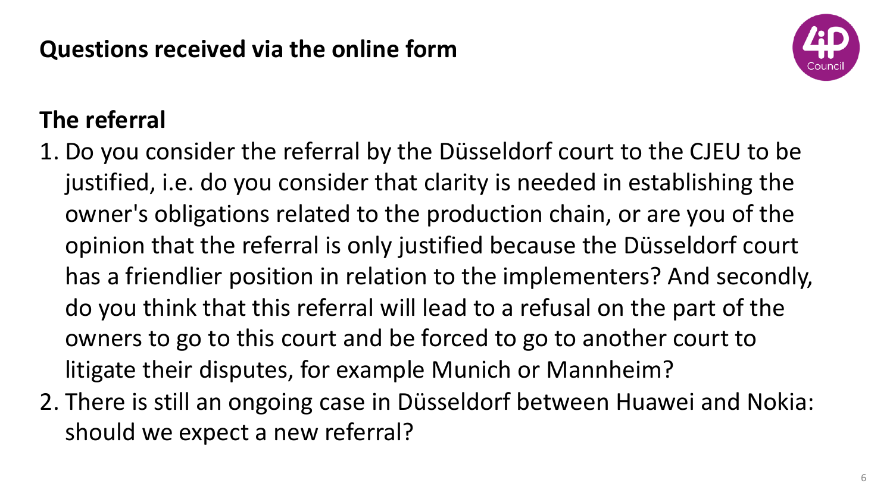## Questions received via the online form

### The referral

1. Do you consider the referral by the Düsseldorf court to the CJEU to be justified, i.e. do you consider that clarity is needed in establishing the owner's obligations related to the production chain, or are you of the opinion that the referral is only justified because the Düsseldorf court has a friendlier position in relation to the implementers? And secondly, do you think that this referral will lead to a refusal on the part of the owners to go to this court and be forced to go to another court to litigate their disputes, for example Munich or Mannheim?
2. There is still an ongoing case in Düsseldorf between Huawei and Nokia: should we expect a new referral?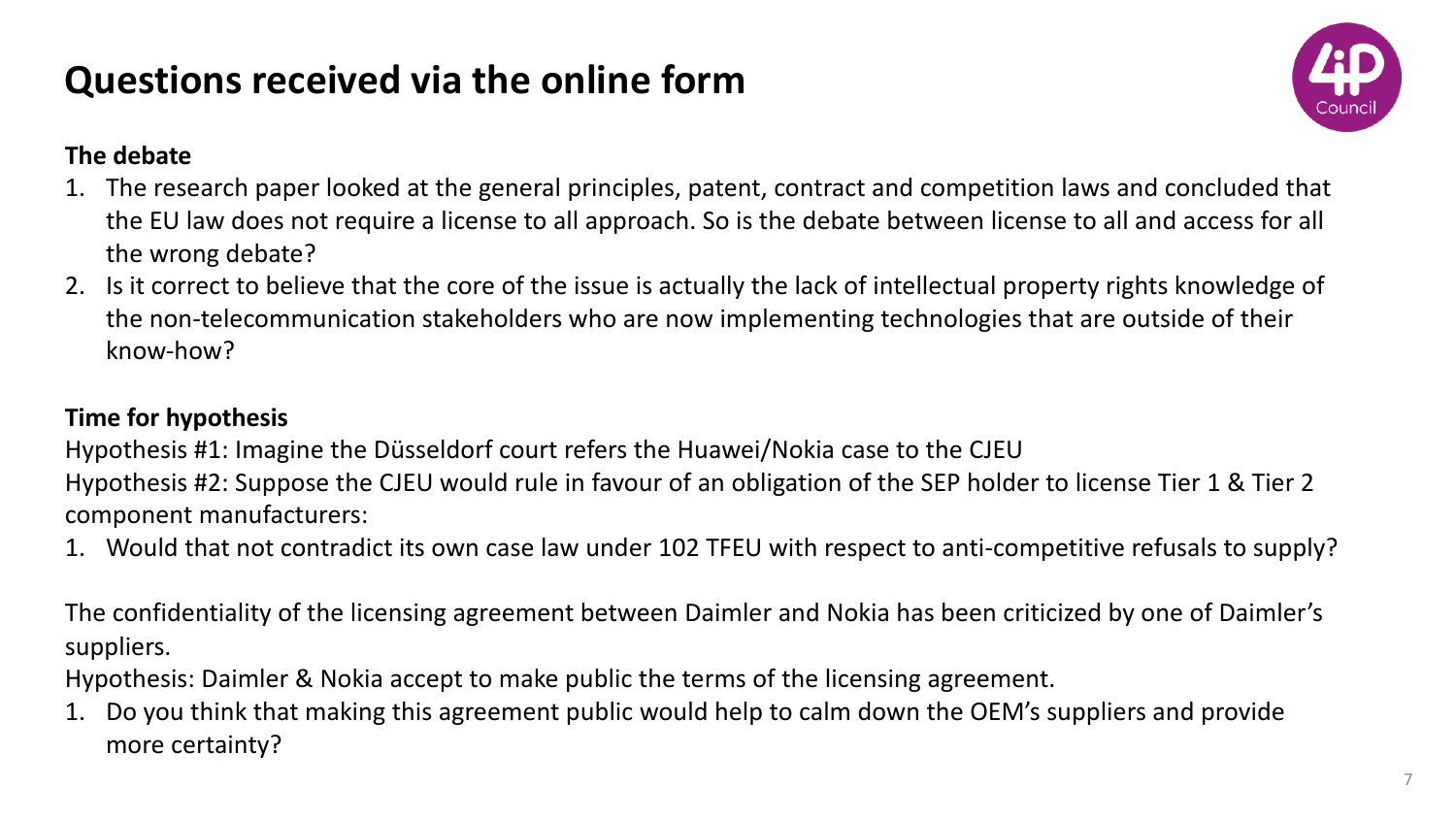# Questions received via the online form

**The debate**

1. The research paper looked at the general principles, patent, contract and competition laws and concluded that the EU law does not require a license to all approach. So is the debate between license to all and access for all the wrong debate?
2. Is it correct to believe that the core of the issue is actually the lack of intellectual property rights knowledge of the non-telecommunication stakeholders who are now implementing technologies that are outside of their know-how?

**Time for hypothesis**

Hypothesis #1: Imagine the Düsseldorf court refers the Huawei/Nokia case to the CJEU

Hypothesis #2: Suppose the CJEU would rule in favour of an obligation of the SEP holder to license Tier 1 & Tier 2 component manufacturers:

1. Would that not contradict its own case law under 102 TFEU with respect to anti-competitive refusals to supply?

The confidentiality of the licensing agreement between Daimler and Nokia has been criticized by one of Daimler's suppliers.

Hypothesis: Daimler & Nokia accept to make public the terms of the licensing agreement.

1. Do you think that making this agreement public would help to calm down the OEM's suppliers and provide more certainty?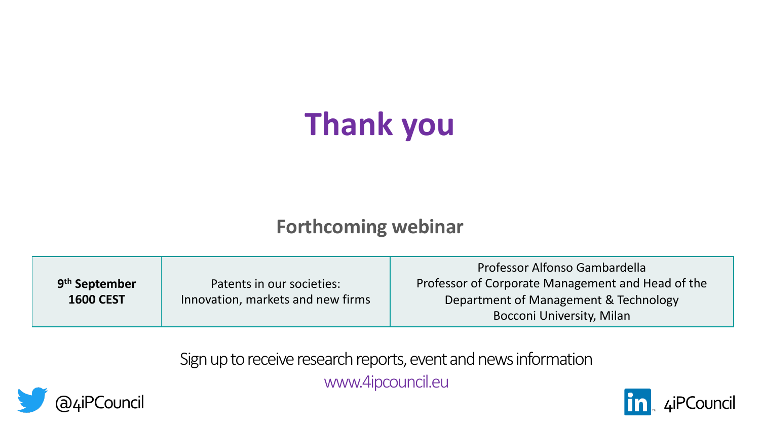# Thank you

## Forthcoming webinar

| | | |
|---|---|---|
| **9th September 1600 CEST** | Patents in our societies: Innovation, markets and new firms | Professor Alfonso Gambardella Professor of Corporate Management and Head of the Department of Management & Technology Bocconi University, Milan |

Sign up to receive research reports, event and news information

www.4ipcouncil.eu

@4iPCouncil

4iPCouncil